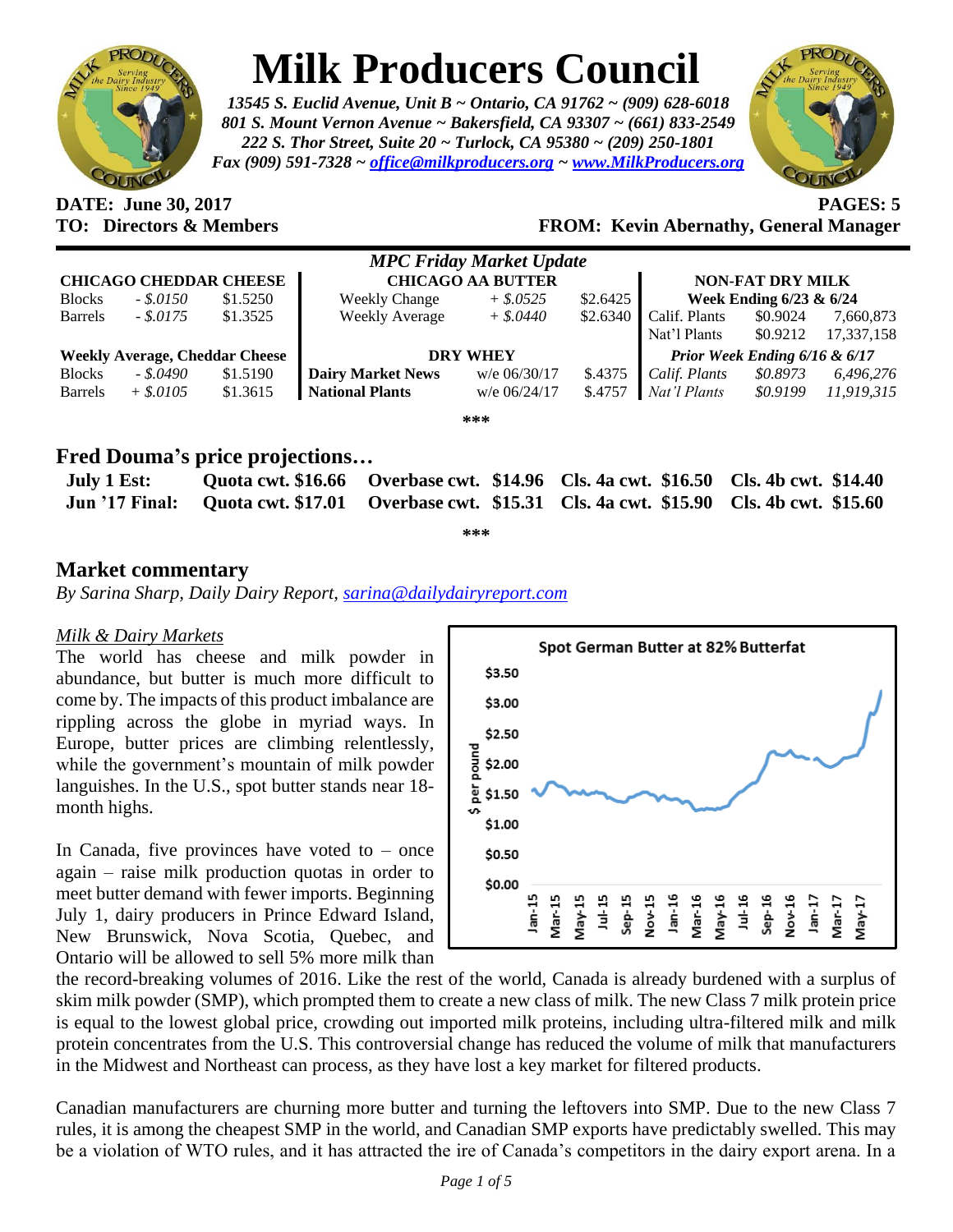# Milk Producers Council

*13545 S. Euclid Avenue, Unit B ~ Ontario, CA 91762 ~ (909) 628-6018*
*801 S. Mount Vernon Avenue ~ Bakersfield, CA 93307 ~ (661) 833-2549*
*222 S. Thor Street, Suite 20 ~ Turlock, CA 95380 ~ (209) 250-1801*
*Fax (909) 591-7328 ~ office@milkproducers.org ~ www.MilkProducers.org*

**DATE: June 30, 2017** **PAGES: 5**

**TO: Directors & Members** **FROM: Kevin Abernathy, General Manager**

*MPC Friday Market Update*

| **CHICAGO CHEDDAR CHEESE** | | | **CHICAGO AA BUTTER** | | | **NON-FAT DRY MILK** | | |
|---|---|---|---|---|---|---|---|---|
| | | | | | | **Week Ending 6/23 & 6/24** | | |
| Blocks | *- $.0150* | $1.5250 | Weekly Change | *+ $.0525* | $2.6425 | Calif. Plants | $0.9024 | 7,660,873 |
| Barrels | *- $.0175* | $1.3525 | Weekly Average | *+ $.0440* | $2.6340 | Nat'l Plants | $0.9212 | 17,337,158 |
| **Weekly Average, Cheddar Cheese** | | | **DRY WHEY** | | | ***Prior Week Ending 6/16 & 6/17*** | | |
| Blocks | *- $.0490* | $1.5190 | **Dairy Market News** | w/e 06/30/17 | $.4375 | *Calif. Plants* | *$0.8973* | *6,496,276* |
| Barrels | *+ $.0105* | $1.3615 | **National Plants** | w/e 06/24/17 | $.4757 | *Nat'l Plants* | *$0.9199* | *11,919,315* |

***

## Fred Douma's price projections…

| | | | | |
|---|---|---|---|---|
| **July 1 Est:** | **Quota cwt. $16.66** | **Overbase cwt. $14.96** | **Cls. 4a cwt. $16.50** | **Cls. 4b cwt. $14.40** |
| **Jun '17 Final:** | **Quota cwt. $17.01** | **Overbase cwt. $15.31** | **Cls. 4a cwt. $15.90** | **Cls. 4b cwt. $15.60** |

***

## Market commentary

*By Sarina Sharp, Daily Dairy Report, sarina@dailydairyreport.com*

*Milk & Dairy Markets*

The world has cheese and milk powder in abundance, but butter is much more difficult to come by. The impacts of this product imbalance are rippling across the globe in myriad ways. In Europe, butter prices are climbing relentlessly, while the government's mountain of milk powder languishes. In the U.S., spot butter stands near 18-month highs.

In Canada, five provinces have voted to – once again – raise milk production quotas in order to meet butter demand with fewer imports. Beginning July 1, dairy producers in Prince Edward Island, New Brunswick, Nova Scotia, Quebec, and Ontario will be allowed to sell 5% more milk than the record-breaking volumes of 2016. Like the rest of the world, Canada is already burdened with a surplus of skim milk powder (SMP), which prompted them to create a new class of milk. The new Class 7 milk protein price is equal to the lowest global price, crowding out imported milk proteins, including ultra-filtered milk and milk protein concentrates from the U.S. This controversial change has reduced the volume of milk that manufacturers in the Midwest and Northeast can process, as they have lost a key market for filtered products.

Canadian manufacturers are churning more butter and turning the leftovers into SMP. Due to the new Class 7 rules, it is among the cheapest SMP in the world, and Canadian SMP exports have predictably swelled. This may be a violation of WTO rules, and it has attracted the ire of Canada's competitors in the dairy export arena. In a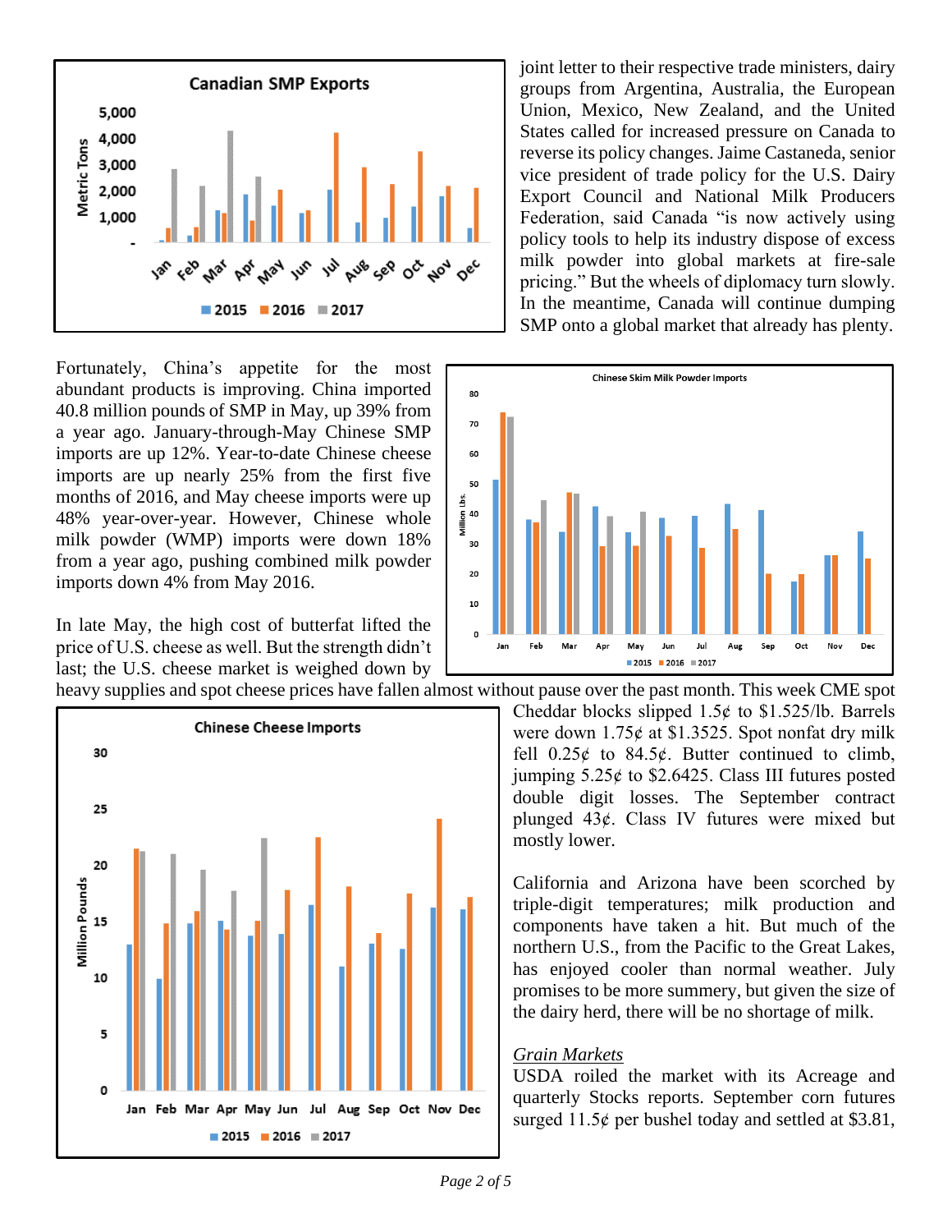joint letter to their respective trade ministers, dairy groups from Argentina, Australia, the European Union, Mexico, New Zealand, and the United States called for increased pressure on Canada to reverse its policy changes. Jaime Castaneda, senior vice president of trade policy for the U.S. Dairy Export Council and National Milk Producers Federation, said Canada "is now actively using policy tools to help its industry dispose of excess milk powder into global markets at fire-sale pricing." But the wheels of diplomacy turn slowly. In the meantime, Canada will continue dumping SMP onto a global market that already has plenty.

Fortunately, China's appetite for the most abundant products is improving. China imported 40.8 million pounds of SMP in May, up 39% from a year ago. January-through-May Chinese SMP imports are up 12%. Year-to-date Chinese cheese imports are up nearly 25% from the first five months of 2016, and May cheese imports were up 48% year-over-year. However, Chinese whole milk powder (WMP) imports were down 18% from a year ago, pushing combined milk powder imports down 4% from May 2016.

In late May, the high cost of butterfat lifted the price of U.S. cheese as well. But the strength didn't last; the U.S. cheese market is weighed down by heavy supplies and spot cheese prices have fallen almost without pause over the past month. This week CME spot Cheddar blocks slipped 1.5¢ to $1.525/lb. Barrels were down 1.75¢ at $1.3525. Spot nonfat dry milk fell 0.25¢ to 84.5¢. Butter continued to climb, jumping 5.25¢ to $2.6425. Class III futures posted double digit losses. The September contract plunged 43¢. Class IV futures were mixed but mostly lower.

California and Arizona have been scorched by triple-digit temperatures; milk production and components have taken a hit. But much of the northern U.S., from the Pacific to the Great Lakes, has enjoyed cooler than normal weather. July promises to be more summery, but given the size of the dairy herd, there will be no shortage of milk.

*Grain Markets*

USDA roiled the market with its Acreage and quarterly Stocks reports. September corn futures surged 11.5¢ per bushel today and settled at $3.81,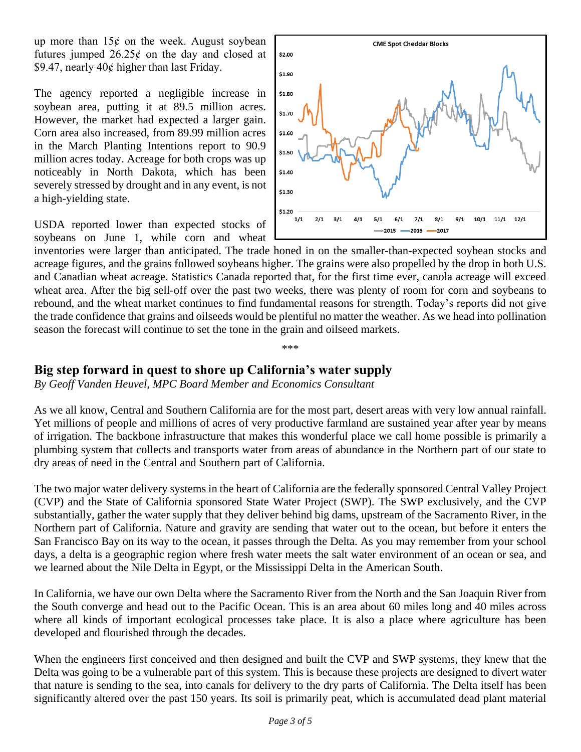up more than 15¢ on the week. August soybean futures jumped 26.25¢ on the day and closed at $9.47, nearly 40¢ higher than last Friday.

The agency reported a negligible increase in soybean area, putting it at 89.5 million acres. However, the market had expected a larger gain. Corn area also increased, from 89.99 million acres in the March Planting Intentions report to 90.9 million acres today. Acreage for both crops was up noticeably in North Dakota, which has been severely stressed by drought and in any event, is not a high-yielding state.

USDA reported lower than expected stocks of soybeans on June 1, while corn and wheat inventories were larger than anticipated. The trade honed in on the smaller-than-expected soybean stocks and acreage figures, and the grains followed soybeans higher. The grains were also propelled by the drop in both U.S. and Canadian wheat acreage. Statistics Canada reported that, for the first time ever, canola acreage will exceed wheat area. After the big sell-off over the past two weeks, there was plenty of room for corn and soybeans to rebound, and the wheat market continues to find fundamental reasons for strength. Today's reports did not give the trade confidence that grains and oilseeds would be plentiful no matter the weather. As we head into pollination season the forecast will continue to set the tone in the grain and oilseed markets.

\*\*\*

## Big step forward in quest to shore up California's water supply

*By Geoff Vanden Heuvel, MPC Board Member and Economics Consultant*

As we all know, Central and Southern California are for the most part, desert areas with very low annual rainfall. Yet millions of people and millions of acres of very productive farmland are sustained year after year by means of irrigation. The backbone infrastructure that makes this wonderful place we call home possible is primarily a plumbing system that collects and transports water from areas of abundance in the Northern part of our state to dry areas of need in the Central and Southern part of California.

The two major water delivery systems in the heart of California are the federally sponsored Central Valley Project (CVP) and the State of California sponsored State Water Project (SWP). The SWP exclusively, and the CVP substantially, gather the water supply that they deliver behind big dams, upstream of the Sacramento River, in the Northern part of California. Nature and gravity are sending that water out to the ocean, but before it enters the San Francisco Bay on its way to the ocean, it passes through the Delta. As you may remember from your school days, a delta is a geographic region where fresh water meets the salt water environment of an ocean or sea, and we learned about the Nile Delta in Egypt, or the Mississippi Delta in the American South.

In California, we have our own Delta where the Sacramento River from the North and the San Joaquin River from the South converge and head out to the Pacific Ocean. This is an area about 60 miles long and 40 miles across where all kinds of important ecological processes take place. It is also a place where agriculture has been developed and flourished through the decades.

When the engineers first conceived and then designed and built the CVP and SWP systems, they knew that the Delta was going to be a vulnerable part of this system. This is because these projects are designed to divert water that nature is sending to the sea, into canals for delivery to the dry parts of California. The Delta itself has been significantly altered over the past 150 years. Its soil is primarily peat, which is accumulated dead plant material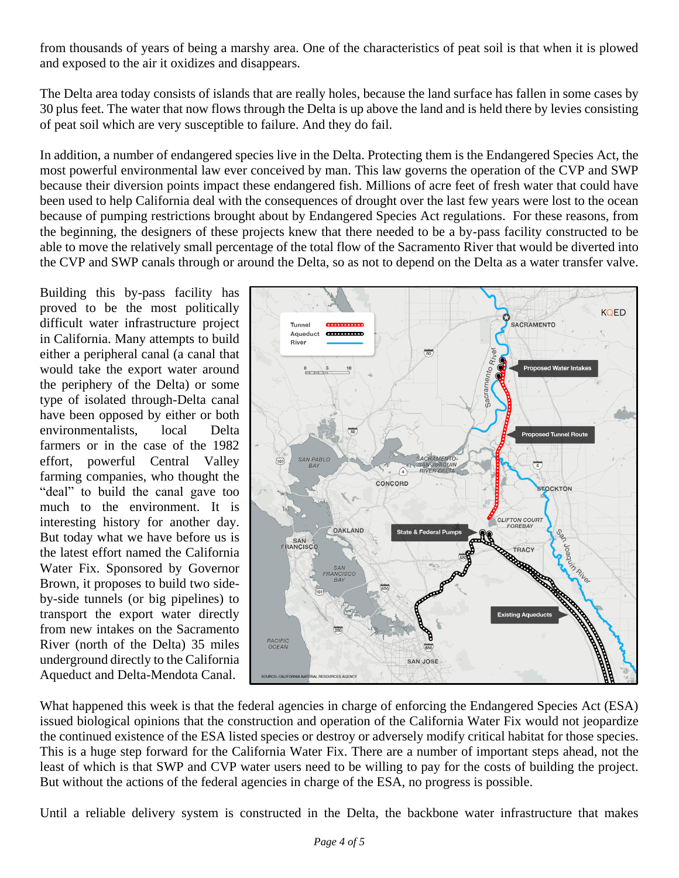from thousands of years of being a marshy area. One of the characteristics of peat soil is that when it is plowed and exposed to the air it oxidizes and disappears.

The Delta area today consists of islands that are really holes, because the land surface has fallen in some cases by 30 plus feet. The water that now flows through the Delta is up above the land and is held there by levies consisting of peat soil which are very susceptible to failure. And they do fail.

In addition, a number of endangered species live in the Delta. Protecting them is the Endangered Species Act, the most powerful environmental law ever conceived by man. This law governs the operation of the CVP and SWP because their diversion points impact these endangered fish. Millions of acre feet of fresh water that could have been used to help California deal with the consequences of drought over the last few years were lost to the ocean because of pumping restrictions brought about by Endangered Species Act regulations. For these reasons, from the beginning, the designers of these projects knew that there needed to be a by-pass facility constructed to be able to move the relatively small percentage of the total flow of the Sacramento River that would be diverted into the CVP and SWP canals through or around the Delta, so as not to depend on the Delta as a water transfer valve.

Building this by-pass facility has proved to be the most politically difficult water infrastructure project in California. Many attempts to build either a peripheral canal (a canal that would take the export water around the periphery of the Delta) or some type of isolated through-Delta canal have been opposed by either or both environmentalists, local Delta farmers or in the case of the 1982 effort, powerful Central Valley farming companies, who thought the "deal" to build the canal gave too much to the environment. It is interesting history for another day. But today what we have before us is the latest effort named the California Water Fix. Sponsored by Governor Brown, it proposes to build two side-by-side tunnels (or big pipelines) to transport the export water directly from new intakes on the Sacramento River (north of the Delta) 35 miles underground directly to the California Aqueduct and Delta-Mendota Canal.

What happened this week is that the federal agencies in charge of enforcing the Endangered Species Act (ESA) issued biological opinions that the construction and operation of the California Water Fix would not jeopardize the continued existence of the ESA listed species or destroy or adversely modify critical habitat for those species. This is a huge step forward for the California Water Fix. There are a number of important steps ahead, not the least of which is that SWP and CVP water users need to be willing to pay for the costs of building the project. But without the actions of the federal agencies in charge of the ESA, no progress is possible.

Until a reliable delivery system is constructed in the Delta, the backbone water infrastructure that makes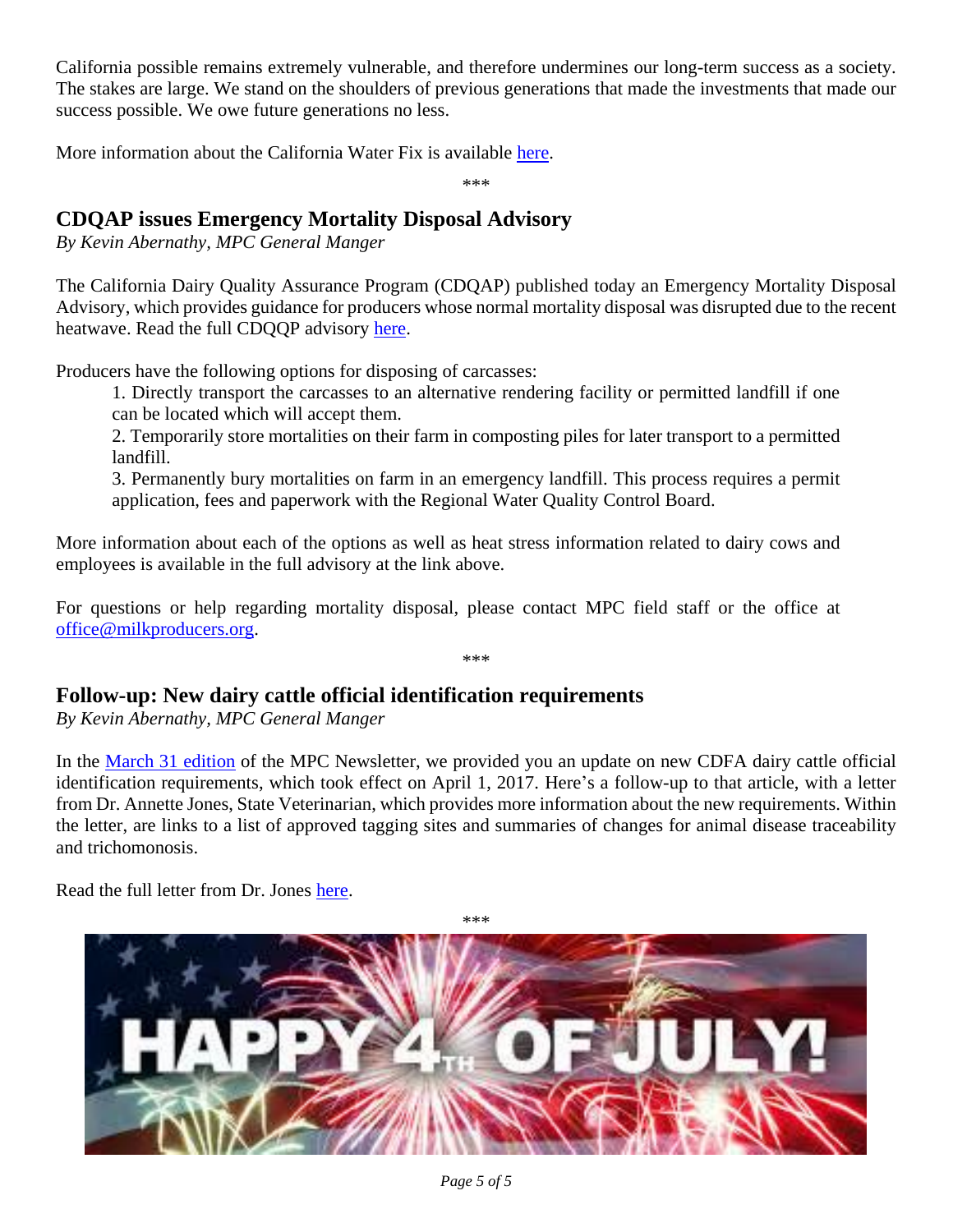California possible remains extremely vulnerable, and therefore undermines our long-term success as a society. The stakes are large. We stand on the shoulders of previous generations that made the investments that made our success possible. We owe future generations no less.

More information about the California Water Fix is available here.

***

## CDQAP issues Emergency Mortality Disposal Advisory

*By Kevin Abernathy, MPC General Manger*

The California Dairy Quality Assurance Program (CDQAP) published today an Emergency Mortality Disposal Advisory, which provides guidance for producers whose normal mortality disposal was disrupted due to the recent heatwave. Read the full CDQQP advisory here.

Producers have the following options for disposing of carcasses:

1. Directly transport the carcasses to an alternative rendering facility or permitted landfill if one can be located which will accept them.
2. Temporarily store mortalities on their farm in composting piles for later transport to a permitted landfill.
3. Permanently bury mortalities on farm in an emergency landfill. This process requires a permit application, fees and paperwork with the Regional Water Quality Control Board.

More information about each of the options as well as heat stress information related to dairy cows and employees is available in the full advisory at the link above.

For questions or help regarding mortality disposal, please contact MPC field staff or the office at office@milkproducers.org.

***

## Follow-up: New dairy cattle official identification requirements

*By Kevin Abernathy, MPC General Manger*

In the March 31 edition of the MPC Newsletter, we provided you an update on new CDFA dairy cattle official identification requirements, which took effect on April 1, 2017. Here's a follow-up to that article, with a letter from Dr. Annette Jones, State Veterinarian, which provides more information about the new requirements. Within the letter, are links to a list of approved tagging sites and summaries of changes for animal disease traceability and trichomonosis.

Read the full letter from Dr. Jones here.

***

HAPPY 4TH OF JULY!